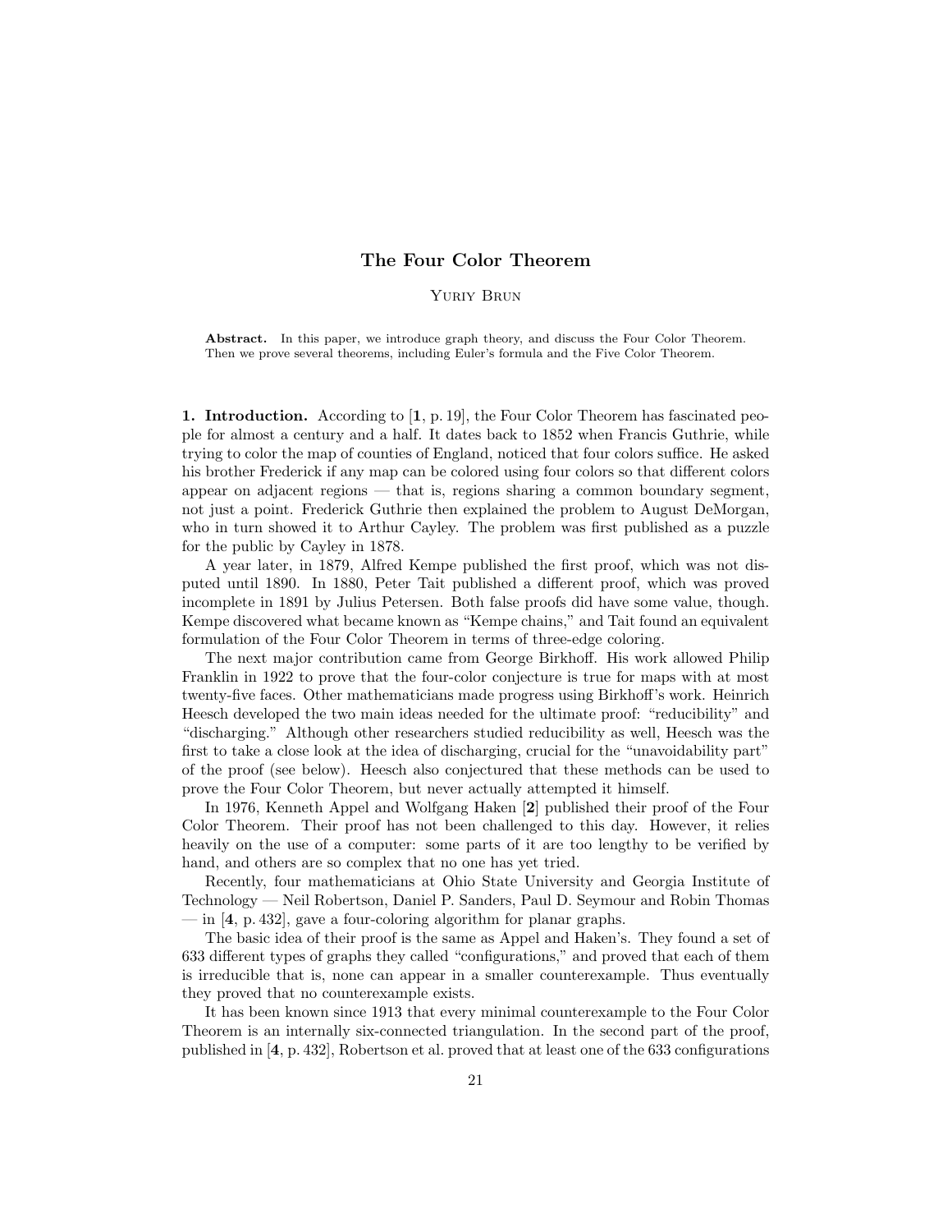# The Four Color Theorem

Yuriy Brun

**Abstract.** In this paper, we introduce graph theory, and discuss the Four Color Theorem. Then we prove several theorems, including Euler's formula and the Five Color Theorem.

**1. Introduction.** According to [**1**, p. 19], the Four Color Theorem has fascinated people for almost a century and a half. It dates back to 1852 when Francis Guthrie, while trying to color the map of counties of England, noticed that four colors suffice. He asked his brother Frederick if any map can be colored using four colors so that different colors appear on adjacent regions — that is, regions sharing a common boundary segment, not just a point. Frederick Guthrie then explained the problem to August DeMorgan, who in turn showed it to Arthur Cayley. The problem was first published as a puzzle for the public by Cayley in 1878.

A year later, in 1879, Alfred Kempe published the first proof, which was not disputed until 1890. In 1880, Peter Tait published a different proof, which was proved incomplete in 1891 by Julius Petersen. Both false proofs did have some value, though. Kempe discovered what became known as "Kempe chains," and Tait found an equivalent formulation of the Four Color Theorem in terms of three-edge coloring.

The next major contribution came from George Birkhoff. His work allowed Philip Franklin in 1922 to prove that the four-color conjecture is true for maps with at most twenty-five faces. Other mathematicians made progress using Birkhoff's work. Heinrich Heesch developed the two main ideas needed for the ultimate proof: "reducibility" and "discharging." Although other researchers studied reducibility as well, Heesch was the first to take a close look at the idea of discharging, crucial for the "unavoidability part" of the proof (see below). Heesch also conjectured that these methods can be used to prove the Four Color Theorem, but never actually attempted it himself.

In 1976, Kenneth Appel and Wolfgang Haken [**2**] published their proof of the Four Color Theorem. Their proof has not been challenged to this day. However, it relies heavily on the use of a computer: some parts of it are too lengthy to be verified by hand, and others are so complex that no one has yet tried.

Recently, four mathematicians at Ohio State University and Georgia Institute of Technology — Neil Robertson, Daniel P. Sanders, Paul D. Seymour and Robin Thomas — in [**4**, p. 432], gave a four-coloring algorithm for planar graphs.

The basic idea of their proof is the same as Appel and Haken's. They found a set of 633 different types of graphs they called "configurations," and proved that each of them is irreducible that is, none can appear in a smaller counterexample. Thus eventually they proved that no counterexample exists.

It has been known since 1913 that every minimal counterexample to the Four Color Theorem is an internally six-connected triangulation. In the second part of the proof, published in [**4**, p. 432], Robertson et al. proved that at least one of the 633 configurations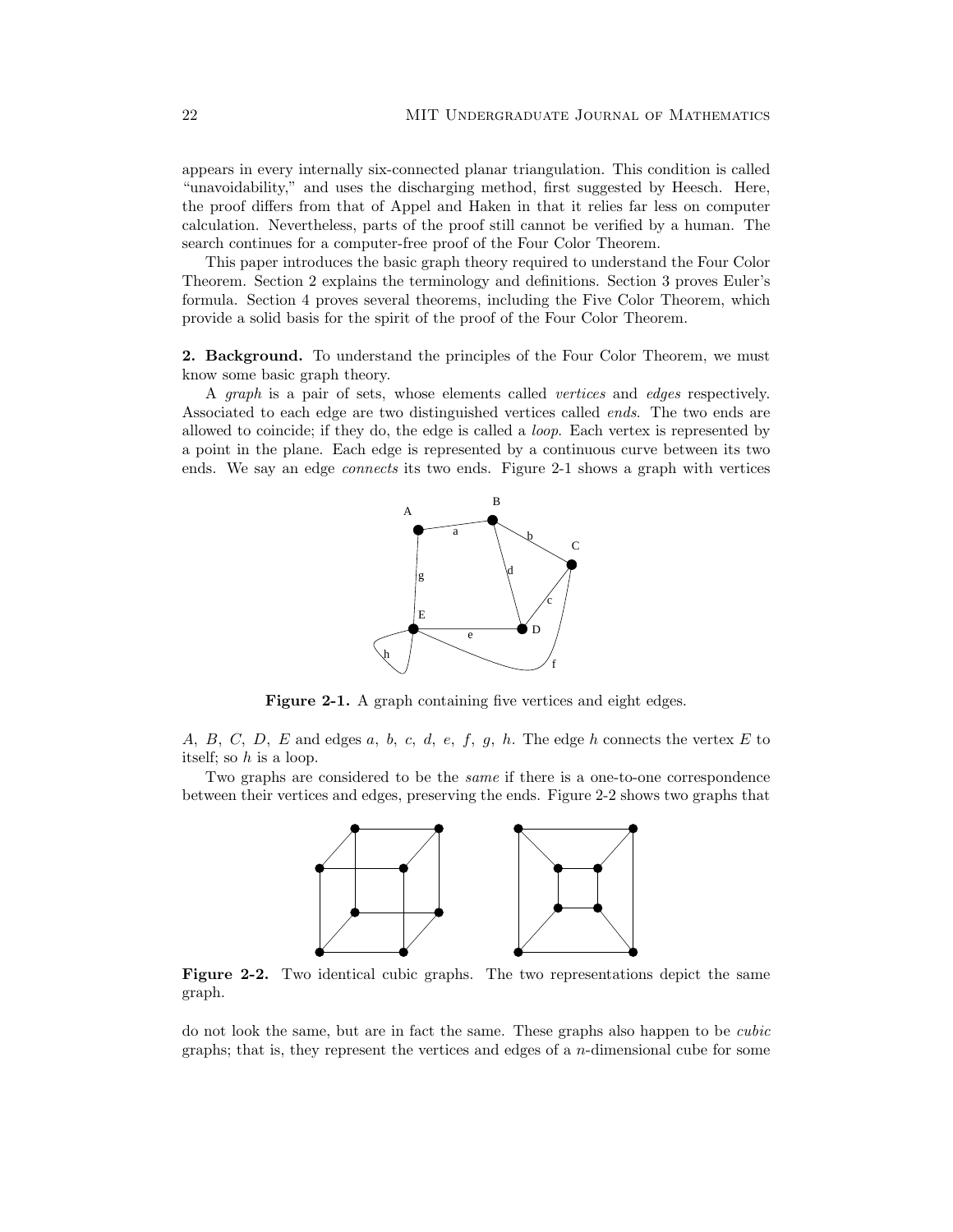appears in every internally six-connected planar triangulation. This condition is called "unavoidability," and uses the discharging method, first suggested by Heesch. Here, the proof differs from that of Appel and Haken in that it relies far less on computer calculation. Nevertheless, parts of the proof still cannot be verified by a human. The search continues for a computer-free proof of the Four Color Theorem.

This paper introduces the basic graph theory required to understand the Four Color Theorem. Section 2 explains the terminology and definitions. Section 3 proves Euler's formula. Section 4 proves several theorems, including the Five Color Theorem, which provide a solid basis for the spirit of the proof of the Four Color Theorem.

**2. Background.** To understand the principles of the Four Color Theorem, we must know some basic graph theory.

A *graph* is a pair of sets, whose elements called *vertices* and *edges* respectively. Associated to each edge are two distinguished vertices called *ends*. The two ends are allowed to coincide; if they do, the edge is called a *loop*. Each vertex is represented by a point in the plane. Each edge is represented by a continuous curve between its two ends. We say an edge *connects* its two ends. Figure 2-1 shows a graph with vertices

**Figure 2-1.** A graph containing five vertices and eight edges.

$A$, $B$, $C$, $D$, $E$ and edges $a$, $b$, $c$, $d$, $e$, $f$, $g$, $h$. The edge $h$ connects the vertex $E$ to itself; so $h$ is a loop.

Two graphs are considered to be the *same* if there is a one-to-one correspondence between their vertices and edges, preserving the ends. Figure 2-2 shows two graphs that

**Figure 2-2.** Two identical cubic graphs. The two representations depict the same graph.

do not look the same, but are in fact the same. These graphs also happen to be *cubic* graphs; that is, they represent the vertices and edges of a $n$-dimensional cube for some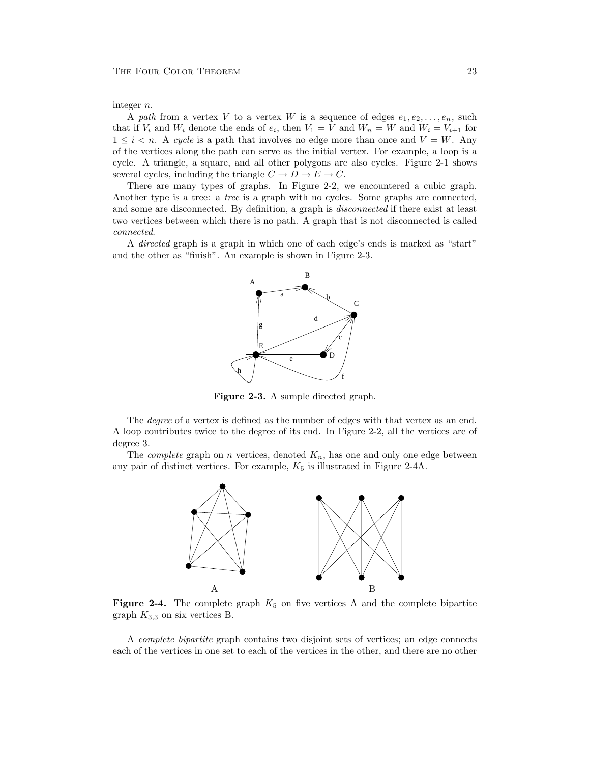integer $n$.

A *path* from a vertex $V$ to a vertex $W$ is a sequence of edges $e_1, e_2, \ldots, e_n$, such that if $V_i$ and $W_i$ denote the ends of $e_i$, then $V_1 = V$ and $W_n = W$ and $W_i = V_{i+1}$ for $1 \leq i < n$. A *cycle* is a path that involves no edge more than once and $V = W$. Any of the vertices along the path can serve as the initial vertex. For example, a loop is a cycle. A triangle, a square, and all other polygons are also cycles. Figure 2-1 shows several cycles, including the triangle $C \to D \to E \to C$.

There are many types of graphs. In Figure 2-2, we encountered a cubic graph. Another type is a tree: a *tree* is a graph with no cycles. Some graphs are connected, and some are disconnected. By definition, a graph is *disconnected* if there exist at least two vertices between which there is no path. A graph that is not disconnected is called *connected*.

A *directed* graph is a graph in which one of each edge's ends is marked as "start" and the other as "finish". An example is shown in Figure 2-3.

**Figure 2-3.** A sample directed graph.

The *degree* of a vertex is defined as the number of edges with that vertex as an end. A loop contributes twice to the degree of its end. In Figure 2-2, all the vertices are of degree 3.

The *complete* graph on $n$ vertices, denoted $K_n$, has one and only one edge between any pair of distinct vertices. For example, $K_5$ is illustrated in Figure 2-4A.

**Figure 2-4.** The complete graph $K_5$ on five vertices A and the complete bipartite graph $K_{3,3}$ on six vertices B.

A *complete bipartite* graph contains two disjoint sets of vertices; an edge connects each of the vertices in one set to each of the vertices in the other, and there are no other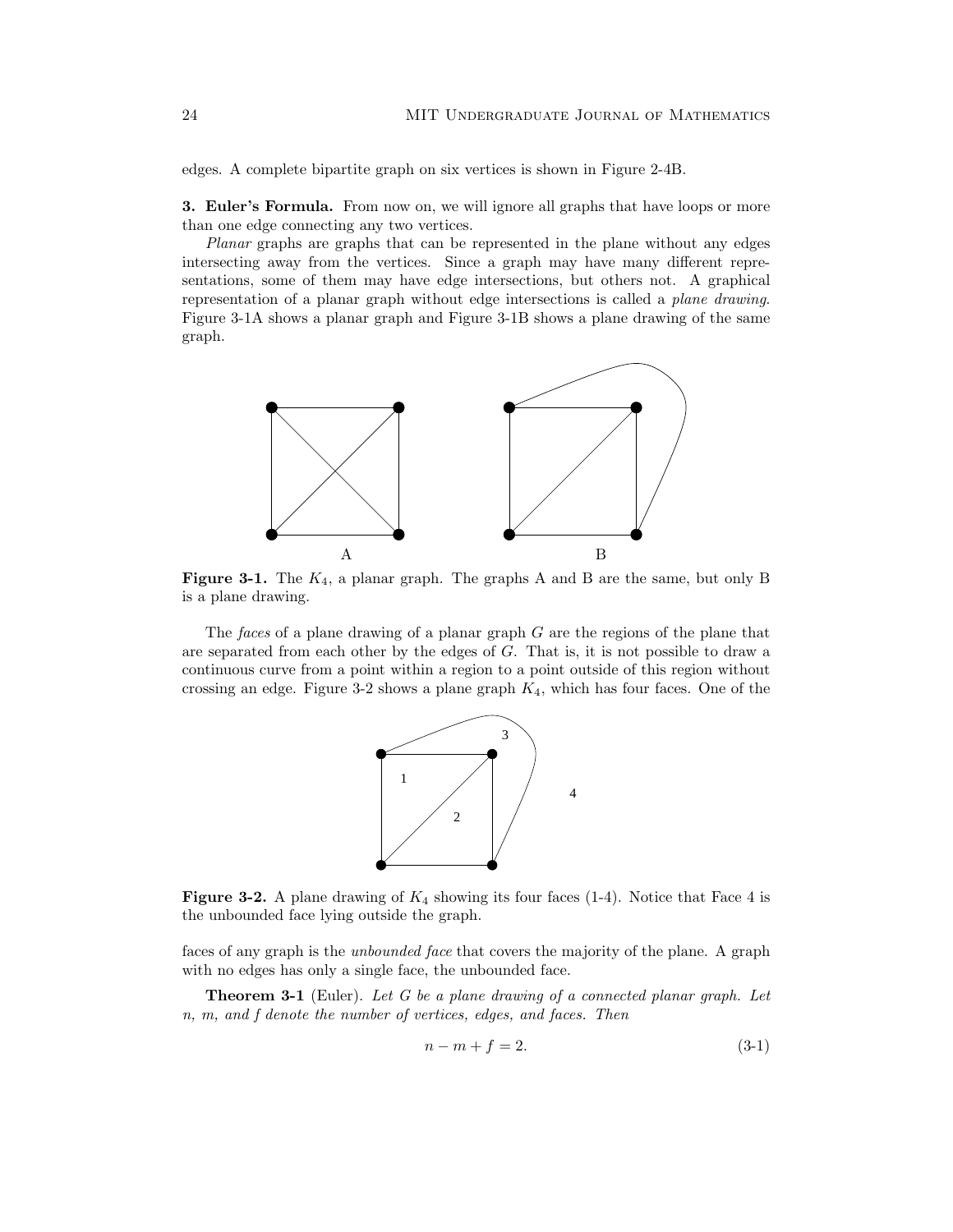edges. A complete bipartite graph on six vertices is shown in Figure 2-4B.

**3. Euler's Formula.** From now on, we will ignore all graphs that have loops or more than one edge connecting any two vertices.

*Planar* graphs are graphs that can be represented in the plane without any edges intersecting away from the vertices. Since a graph may have many different representations, some of them may have edge intersections, but others not. A graphical representation of a planar graph without edge intersections is called a *plane drawing*. Figure 3-1A shows a planar graph and Figure 3-1B shows a plane drawing of the same graph.

**Figure 3-1.** The $K_4$, a planar graph. The graphs A and B are the same, but only B is a plane drawing.

The *faces* of a plane drawing of a planar graph $G$ are the regions of the plane that are separated from each other by the edges of $G$. That is, it is not possible to draw a continuous curve from a point within a region to a point outside of this region without crossing an edge. Figure 3-2 shows a plane graph $K_4$, which has four faces. One of the faces of any graph is the *unbounded face* that covers the majority of the plane. A graph with no edges has only a single face, the unbounded face.

**Figure 3-2.** A plane drawing of $K_4$ showing its four faces (1-4). Notice that Face 4 is the unbounded face lying outside the graph.

**Theorem 3-1** (Euler). *Let $G$ be a plane drawing of a connected planar graph. Let $n$, $m$, and $f$ denote the number of vertices, edges, and faces. Then*

$$n - m + f = 2. \tag{3-1}$$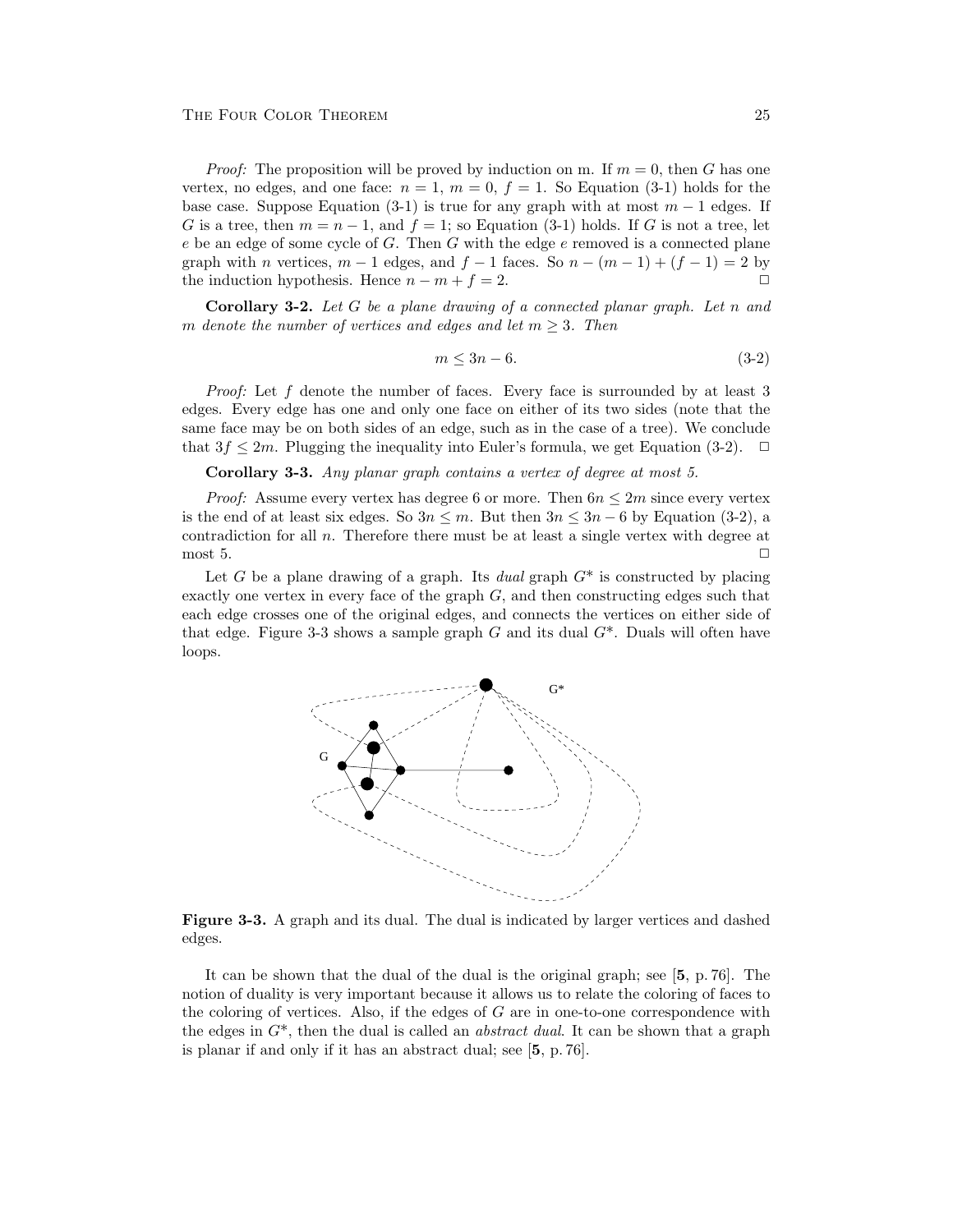*Proof:* The proposition will be proved by induction on m. If $m = 0$, then $G$ has one vertex, no edges, and one face: $n = 1$, $m = 0$, $f = 1$. So Equation (3-1) holds for the base case. Suppose Equation (3-1) is true for any graph with at most $m - 1$ edges. If $G$ is a tree, then $m = n - 1$, and $f = 1$; so Equation (3-1) holds. If $G$ is not a tree, let $e$ be an edge of some cycle of $G$. Then $G$ with the edge $e$ removed is a connected plane graph with $n$ vertices, $m - 1$ edges, and $f - 1$ faces. So $n - (m - 1) + (f - 1) = 2$ by the induction hypothesis. Hence $n - m + f = 2$. □

**Corollary 3-2.** *Let $G$ be a plane drawing of a connected planar graph. Let $n$ and $m$ denote the number of vertices and edges and let $m \geq 3$. Then*

$$m \leq 3n - 6. \tag{3-2}$$

*Proof:* Let $f$ denote the number of faces. Every face is surrounded by at least 3 edges. Every edge has one and only one face on either of its two sides (note that the same face may be on both sides of an edge, such as in the case of a tree). We conclude that $3f \leq 2m$. Plugging the inequality into Euler's formula, we get Equation (3-2). □

**Corollary 3-3.** *Any planar graph contains a vertex of degree at most 5.*

*Proof:* Assume every vertex has degree 6 or more. Then $6n \leq 2m$ since every vertex is the end of at least six edges. So $3n \leq m$. But then $3n \leq 3n - 6$ by Equation (3-2), a contradiction for all $n$. Therefore there must be at least a single vertex with degree at most 5. □

Let $G$ be a plane drawing of a graph. Its *dual* graph $G^*$ is constructed by placing exactly one vertex in every face of the graph $G$, and then constructing edges such that each edge crosses one of the original edges, and connects the vertices on either side of that edge. Figure 3-3 shows a sample graph $G$ and its dual $G^*$. Duals will often have loops.

**Figure 3-3.** A graph and its dual. The dual is indicated by larger vertices and dashed edges.

It can be shown that the dual of the dual is the original graph; see [**5**, p. 76]. The notion of duality is very important because it allows us to relate the coloring of faces to the coloring of vertices. Also, if the edges of $G$ are in one-to-one correspondence with the edges in $G^*$, then the dual is called an *abstract dual*. It can be shown that a graph is planar if and only if it has an abstract dual; see [**5**, p. 76].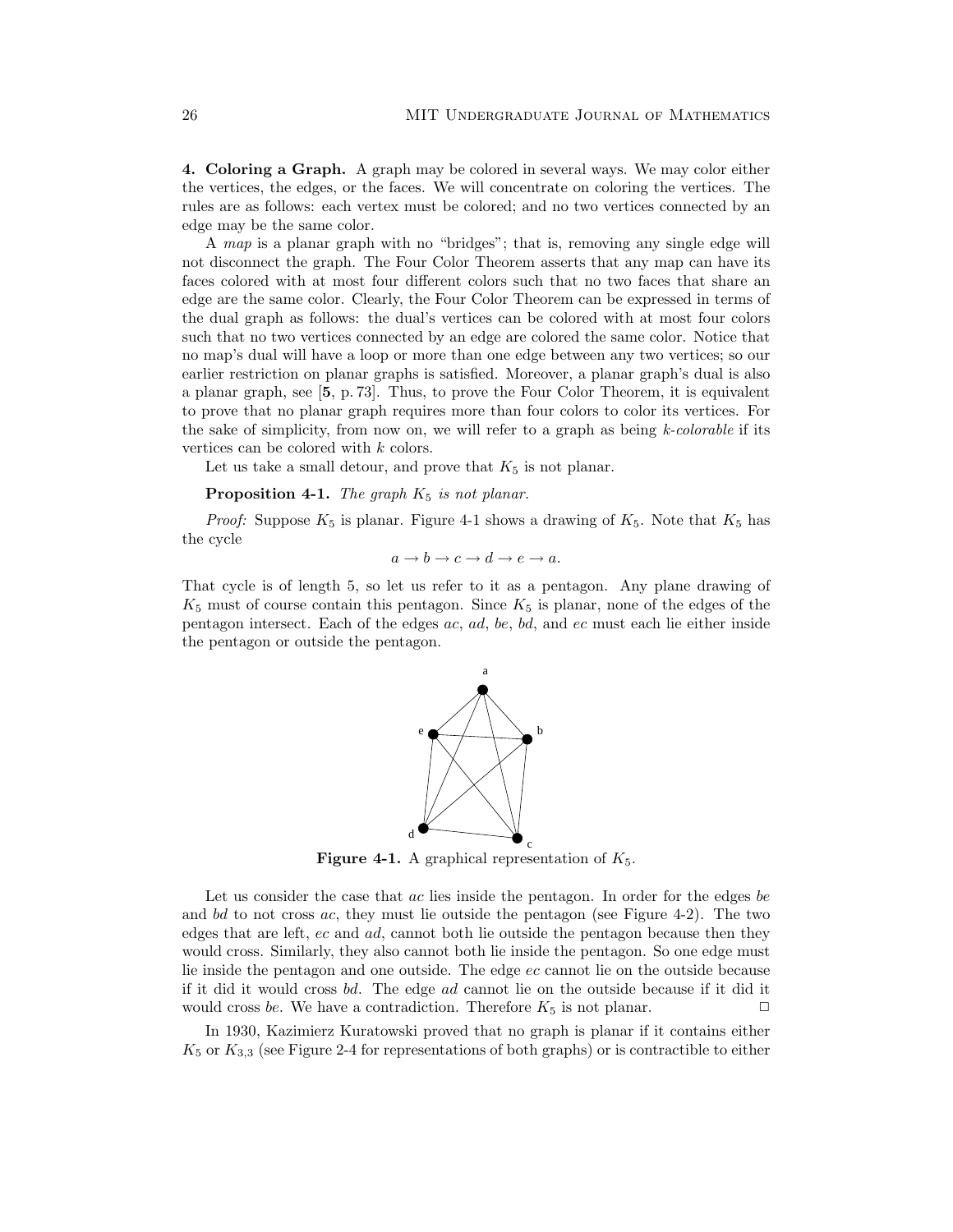**4. Coloring a Graph.** A graph may be colored in several ways. We may color either the vertices, the edges, or the faces. We will concentrate on coloring the vertices. The rules are as follows: each vertex must be colored; and no two vertices connected by an edge may be the same color.

A *map* is a planar graph with no "bridges"; that is, removing any single edge will not disconnect the graph. The Four Color Theorem asserts that any map can have its faces colored with at most four different colors such that no two faces that share an edge are the same color. Clearly, the Four Color Theorem can be expressed in terms of the dual graph as follows: the dual's vertices can be colored with at most four colors such that no two vertices connected by an edge are colored the same color. Notice that no map's dual will have a loop or more than one edge between any two vertices; so our earlier restriction on planar graphs is satisfied. Moreover, a planar graph's dual is also a planar graph, see [**5**, p. 73]. Thus, to prove the Four Color Theorem, it is equivalent to prove that no planar graph requires more than four colors to color its vertices. For the sake of simplicity, from now on, we will refer to a graph as being *k-colorable* if its vertices can be colored with $k$ colors.

Let us take a small detour, and prove that $K_5$ is not planar.

**Proposition 4-1.** *The graph $K_5$ is not planar.*

*Proof:* Suppose $K_5$ is planar. Figure 4-1 shows a drawing of $K_5$. Note that $K_5$ has the cycle

$$a \to b \to c \to d \to e \to a.$$

That cycle is of length 5, so let us refer to it as a pentagon. Any plane drawing of $K_5$ must of course contain this pentagon. Since $K_5$ is planar, none of the edges of the pentagon intersect. Each of the edges $ac$, $ad$, $be$, $bd$, and $ec$ must each lie either inside the pentagon or outside the pentagon.

**Figure 4-1.** A graphical representation of $K_5$.

Let us consider the case that $ac$ lies inside the pentagon. In order for the edges $be$ and $bd$ to not cross $ac$, they must lie outside the pentagon (see Figure 4-2). The two edges that are left, $ec$ and $ad$, cannot both lie outside the pentagon because then they would cross. Similarly, they also cannot both lie inside the pentagon. So one edge must lie inside the pentagon and one outside. The edge $ec$ cannot lie on the outside because if it did it would cross $bd$. The edge $ad$ cannot lie on the outside because if it did it would cross $be$. We have a contradiction. Therefore $K_5$ is not planar. □

In 1930, Kazimierz Kuratowski proved that no graph is planar if it contains either $K_5$ or $K_{3,3}$ (see Figure 2-4 for representations of both graphs) or is contractible to either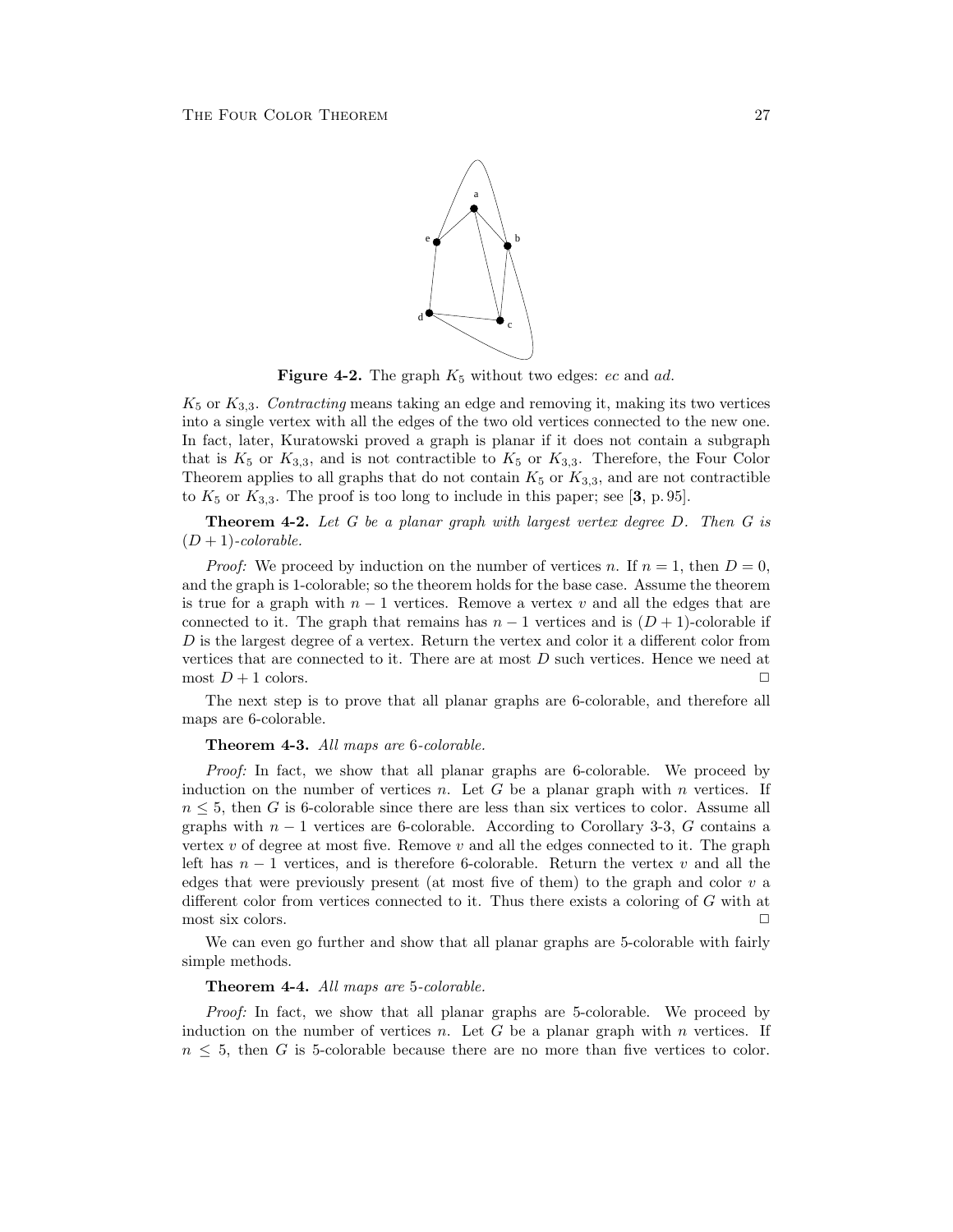**Figure 4-2.** The graph $K_5$ without two edges: $ec$ and $ad$.

$K_5$ or $K_{3,3}$. *Contracting* means taking an edge and removing it, making its two vertices into a single vertex with all the edges of the two old vertices connected to the new one. In fact, later, Kuratowski proved a graph is planar if it does not contain a subgraph that is $K_5$ or $K_{3,3}$, and is not contractible to $K_5$ or $K_{3,3}$. Therefore, the Four Color Theorem applies to all graphs that do not contain $K_5$ or $K_{3,3}$, and are not contractible to $K_5$ or $K_{3,3}$. The proof is too long to include in this paper; see [**3**, p. 95].

**Theorem 4-2.** *Let G be a planar graph with largest vertex degree D. Then G is* $(D + 1)$*-colorable.*

*Proof:* We proceed by induction on the number of vertices $n$. If $n = 1$, then $D = 0$, and the graph is 1-colorable; so the theorem holds for the base case. Assume the theorem is true for a graph with $n - 1$ vertices. Remove a vertex $v$ and all the edges that are connected to it. The graph that remains has $n - 1$ vertices and is $(D + 1)$-colorable if $D$ is the largest degree of a vertex. Return the vertex and color it a different color from vertices that are connected to it. There are at most $D$ such vertices. Hence we need at most $D + 1$ colors. □

The next step is to prove that all planar graphs are 6-colorable, and therefore all maps are 6-colorable.

**Theorem 4-3.** *All maps are* 6*-colorable.*

*Proof:* In fact, we show that all planar graphs are 6-colorable. We proceed by induction on the number of vertices $n$. Let $G$ be a planar graph with $n$ vertices. If $n \leq 5$, then $G$ is 6-colorable since there are less than six vertices to color. Assume all graphs with $n - 1$ vertices are 6-colorable. According to Corollary 3-3, $G$ contains a vertex $v$ of degree at most five. Remove $v$ and all the edges connected to it. The graph left has $n - 1$ vertices, and is therefore 6-colorable. Return the vertex $v$ and all the edges that were previously present (at most five of them) to the graph and color $v$ a different color from vertices connected to it. Thus there exists a coloring of $G$ with at most six colors. □

We can even go further and show that all planar graphs are 5-colorable with fairly simple methods.

**Theorem 4-4.** *All maps are* 5*-colorable.*

*Proof:* In fact, we show that all planar graphs are 5-colorable. We proceed by induction on the number of vertices $n$. Let $G$ be a planar graph with $n$ vertices. If $n \leq 5$, then $G$ is 5-colorable because there are no more than five vertices to color.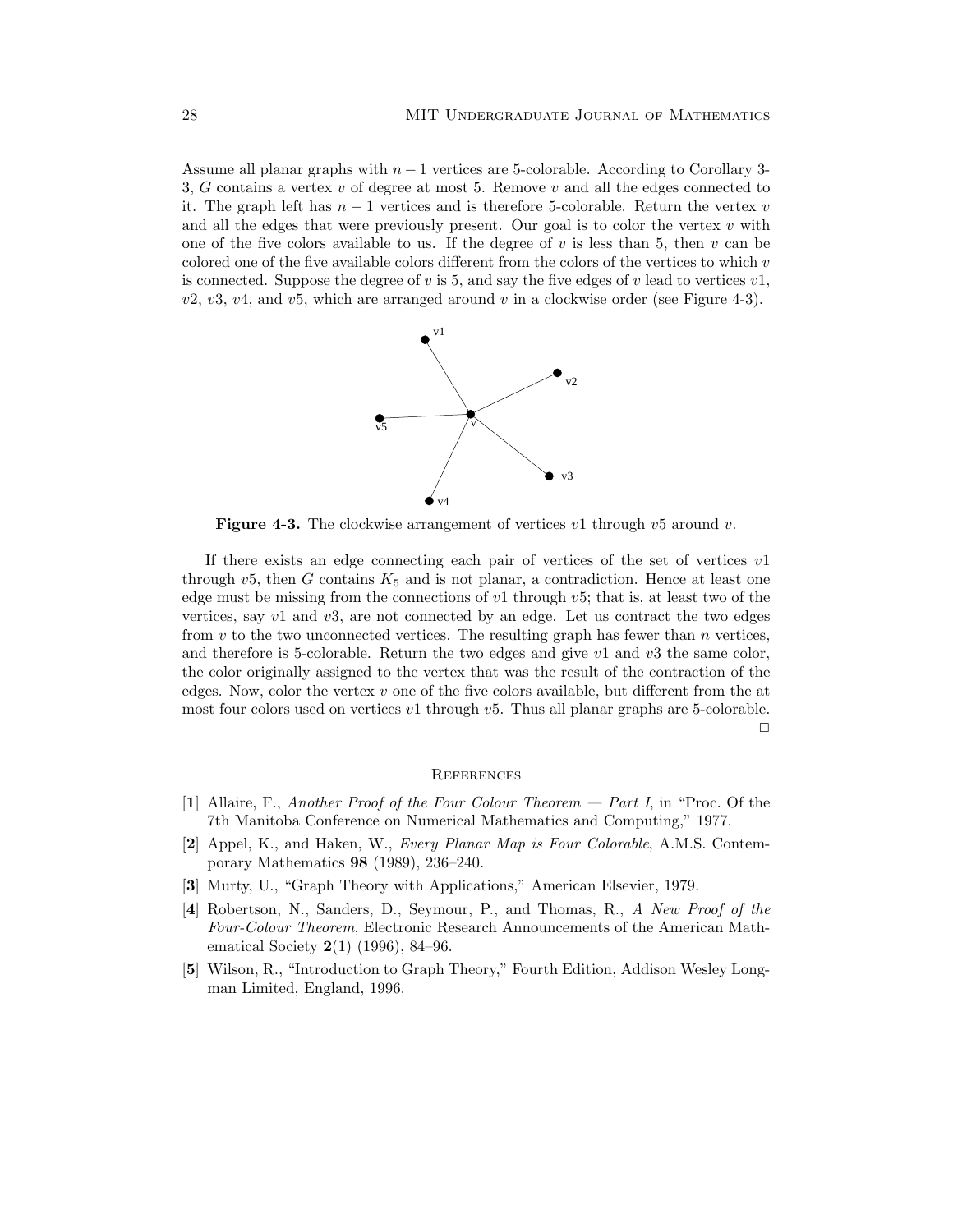Assume all planar graphs with $n-1$ vertices are 5-colorable. According to Corollary 3-3, $G$ contains a vertex $v$ of degree at most 5. Remove $v$ and all the edges connected to it. The graph left has $n-1$ vertices and is therefore 5-colorable. Return the vertex $v$ and all the edges that were previously present. Our goal is to color the vertex $v$ with one of the five colors available to us. If the degree of $v$ is less than 5, then $v$ can be colored one of the five available colors different from the colors of the vertices to which $v$ is connected. Suppose the degree of $v$ is 5, and say the five edges of $v$ lead to vertices $v1$, $v2$, $v3$, $v4$, and $v5$, which are arranged around $v$ in a clockwise order (see Figure 4-3).

v1
v2
v5
v
v3
v4

**Figure 4-3.** The clockwise arrangement of vertices $v1$ through $v5$ around $v$.

If there exists an edge connecting each pair of vertices of the set of vertices $v1$ through $v5$, then $G$ contains $K_5$ and is not planar, a contradiction. Hence at least one edge must be missing from the connections of $v1$ through $v5$; that is, at least two of the vertices, say $v1$ and $v3$, are not connected by an edge. Let us contract the two edges from $v$ to the two unconnected vertices. The resulting graph has fewer than $n$ vertices, and therefore is 5-colorable. Return the two edges and give $v1$ and $v3$ the same color, the color originally assigned to the vertex that was the result of the contraction of the edges. Now, color the vertex $v$ one of the five colors available, but different from the at most four colors used on vertices $v1$ through $v5$. Thus all planar graphs are 5-colorable. □

## References

[**1**] Allaire, F., *Another Proof of the Four Colour Theorem — Part I*, in "Proc. Of the 7th Manitoba Conference on Numerical Mathematics and Computing," 1977.

[**2**] Appel, K., and Haken, W., *Every Planar Map is Four Colorable*, A.M.S. Contemporary Mathematics **98** (1989), 236–240.

[**3**] Murty, U., "Graph Theory with Applications," American Elsevier, 1979.

[**4**] Robertson, N., Sanders, D., Seymour, P., and Thomas, R., *A New Proof of the Four-Colour Theorem*, Electronic Research Announcements of the American Mathematical Society **2**(1) (1996), 84–96.

[**5**] Wilson, R., "Introduction to Graph Theory," Fourth Edition, Addison Wesley Longman Limited, England, 1996.